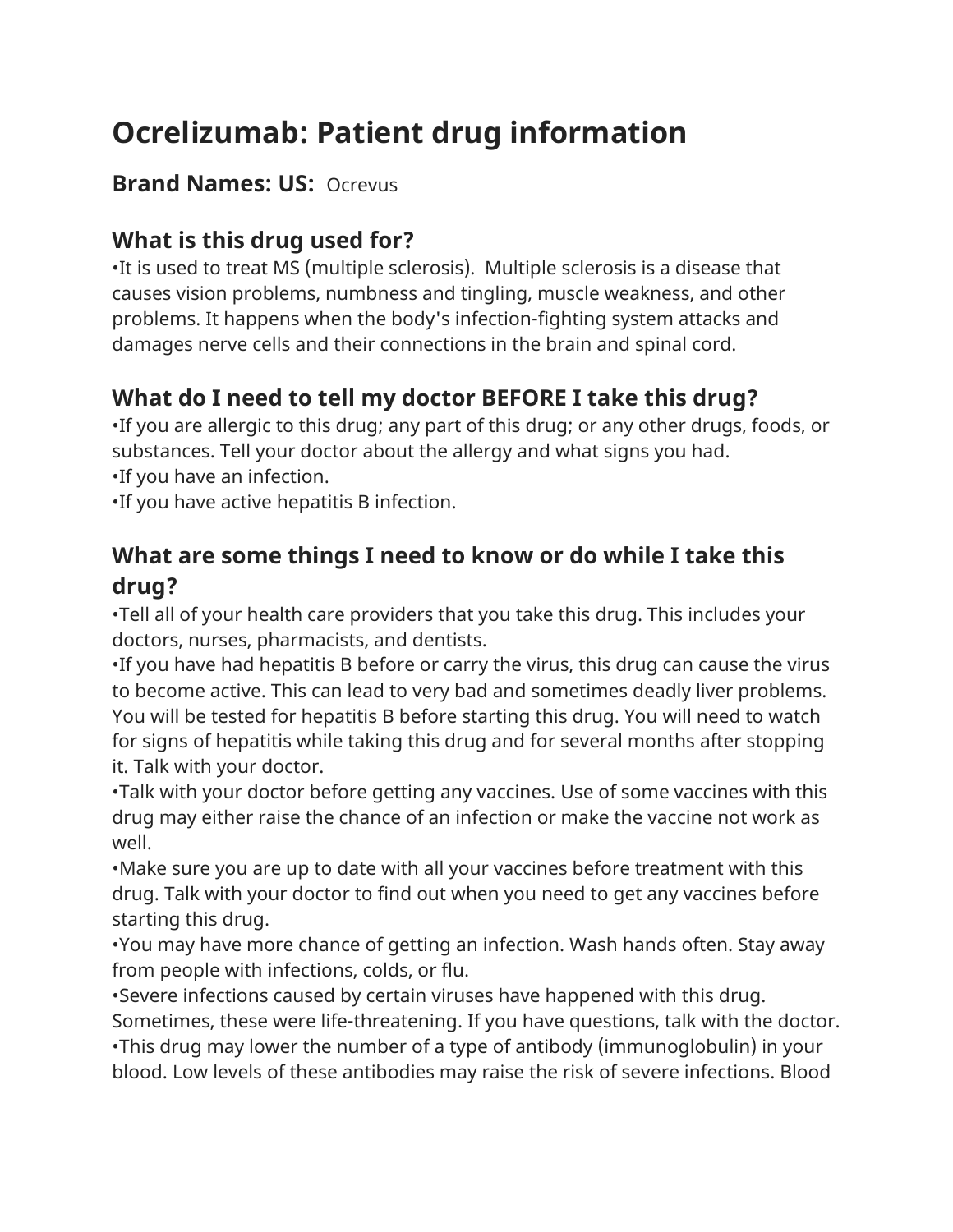# Ocrelizumab: Patient drug information

**Brand Names: US:** Ocrevus

## What is this drug used for?

•It is used to treat MS (multiple sclerosis). Multiple sclerosis is a disease that causes vision problems, numbness and tingling, muscle weakness, and other problems. It happens when the body's infection-fighting system attacks and damages nerve cells and their connections in the brain and spinal cord.

## What do I need to tell my doctor BEFORE I take this drug?

•If you are allergic to this drug; any part of this drug; or any other drugs, foods, or substances. Tell your doctor about the allergy and what signs you had.
•If you have an infection.
•If you have active hepatitis B infection.

## What are some things I need to know or do while I take this drug?

•Tell all of your health care providers that you take this drug. This includes your doctors, nurses, pharmacists, and dentists.
•If you have had hepatitis B before or carry the virus, this drug can cause the virus to become active. This can lead to very bad and sometimes deadly liver problems. You will be tested for hepatitis B before starting this drug. You will need to watch for signs of hepatitis while taking this drug and for several months after stopping it. Talk with your doctor.
•Talk with your doctor before getting any vaccines. Use of some vaccines with this drug may either raise the chance of an infection or make the vaccine not work as well.
•Make sure you are up to date with all your vaccines before treatment with this drug. Talk with your doctor to find out when you need to get any vaccines before starting this drug.
•You may have more chance of getting an infection. Wash hands often. Stay away from people with infections, colds, or flu.
•Severe infections caused by certain viruses have happened with this drug. Sometimes, these were life-threatening. If you have questions, talk with the doctor.
•This drug may lower the number of a type of antibody (immunoglobulin) in your blood. Low levels of these antibodies may raise the risk of severe infections. Blood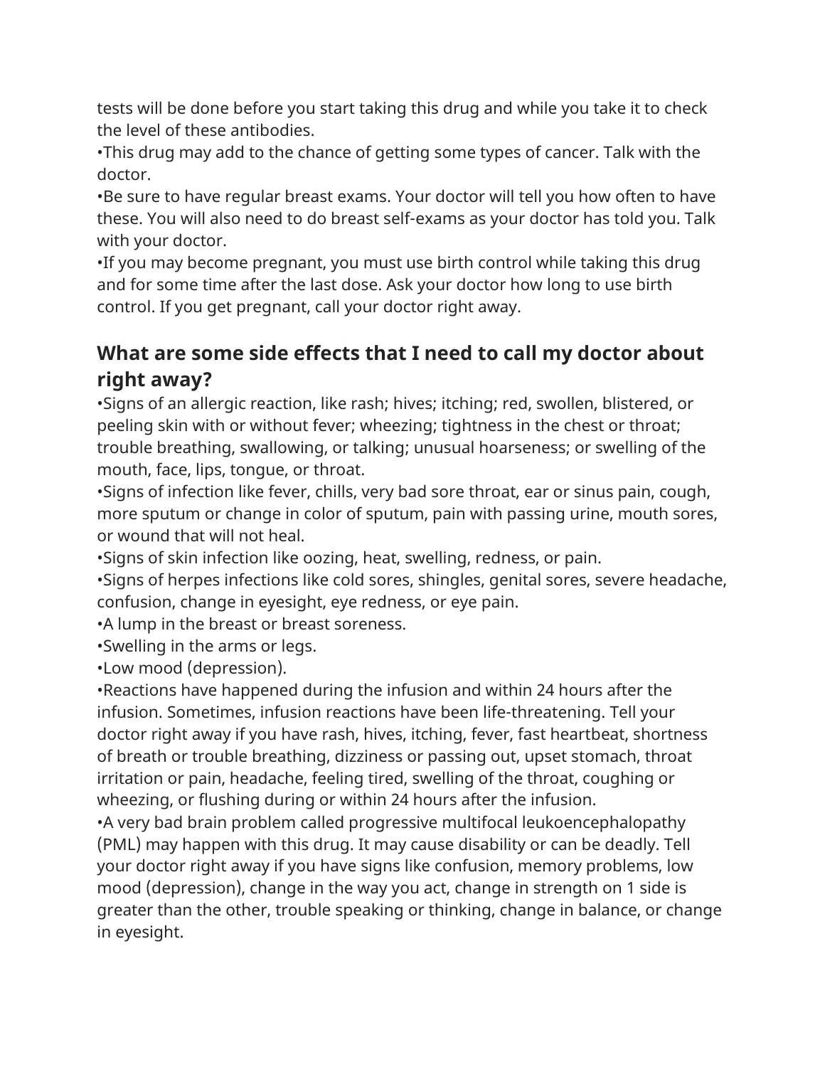tests will be done before you start taking this drug and while you take it to check the level of these antibodies.

•This drug may add to the chance of getting some types of cancer. Talk with the doctor.

•Be sure to have regular breast exams. Your doctor will tell you how often to have these. You will also need to do breast self-exams as your doctor has told you. Talk with your doctor.

•If you may become pregnant, you must use birth control while taking this drug and for some time after the last dose. Ask your doctor how long to use birth control. If you get pregnant, call your doctor right away.

## What are some side effects that I need to call my doctor about right away?

•Signs of an allergic reaction, like rash; hives; itching; red, swollen, blistered, or peeling skin with or without fever; wheezing; tightness in the chest or throat; trouble breathing, swallowing, or talking; unusual hoarseness; or swelling of the mouth, face, lips, tongue, or throat.

•Signs of infection like fever, chills, very bad sore throat, ear or sinus pain, cough, more sputum or change in color of sputum, pain with passing urine, mouth sores, or wound that will not heal.

•Signs of skin infection like oozing, heat, swelling, redness, or pain.

•Signs of herpes infections like cold sores, shingles, genital sores, severe headache, confusion, change in eyesight, eye redness, or eye pain.

•A lump in the breast or breast soreness.

•Swelling in the arms or legs.

•Low mood (depression).

•Reactions have happened during the infusion and within 24 hours after the infusion. Sometimes, infusion reactions have been life-threatening. Tell your doctor right away if you have rash, hives, itching, fever, fast heartbeat, shortness of breath or trouble breathing, dizziness or passing out, upset stomach, throat irritation or pain, headache, feeling tired, swelling of the throat, coughing or wheezing, or flushing during or within 24 hours after the infusion.

•A very bad brain problem called progressive multifocal leukoencephalopathy (PML) may happen with this drug. It may cause disability or can be deadly. Tell your doctor right away if you have signs like confusion, memory problems, low mood (depression), change in the way you act, change in strength on 1 side is greater than the other, trouble speaking or thinking, change in balance, or change in eyesight.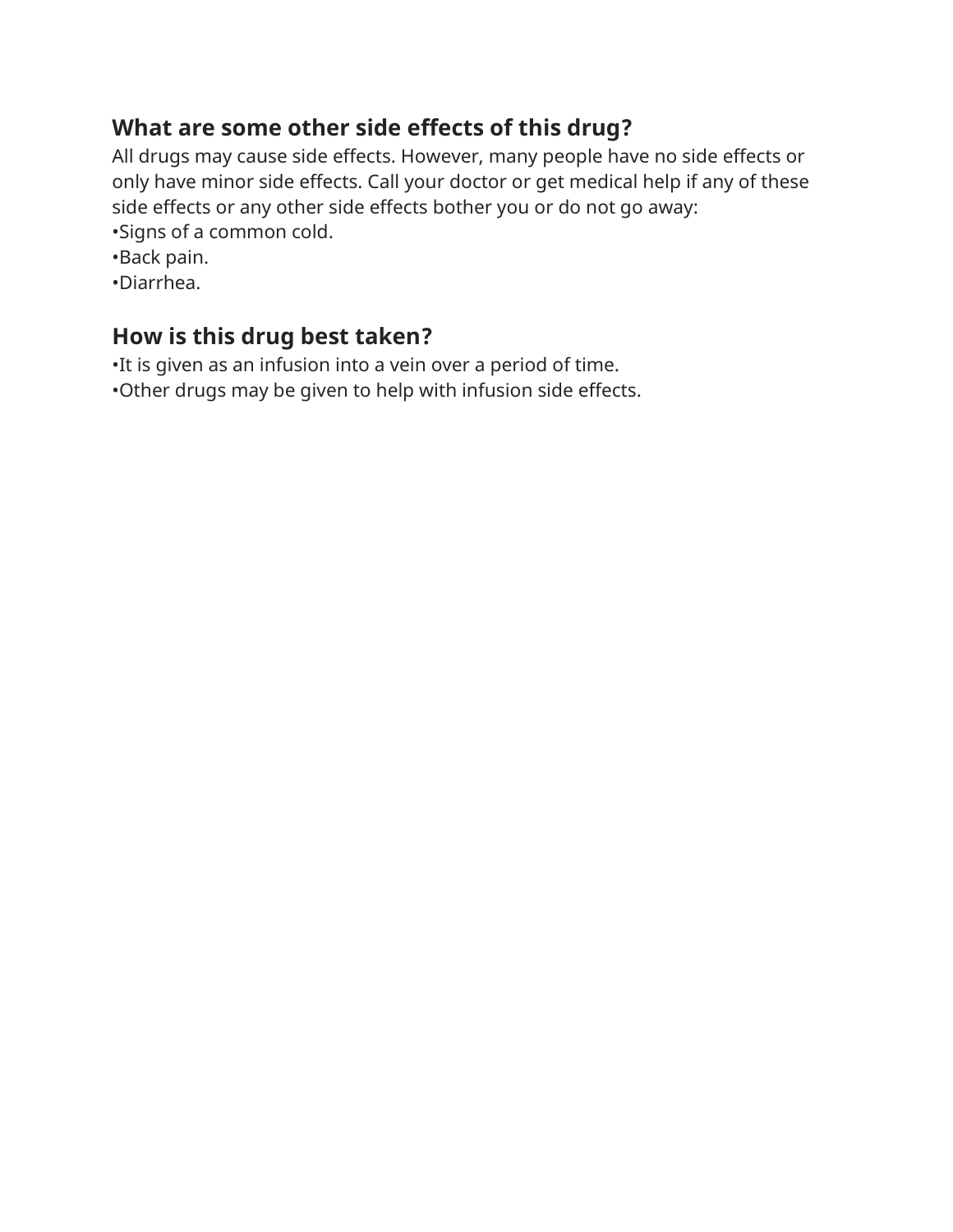## What are some other side effects of this drug?

All drugs may cause side effects. However, many people have no side effects or only have minor side effects. Call your doctor or get medical help if any of these side effects or any other side effects bother you or do not go away:

•Signs of a common cold.
•Back pain.
•Diarrhea.

## How is this drug best taken?

•It is given as an infusion into a vein over a period of time.
•Other drugs may be given to help with infusion side effects.